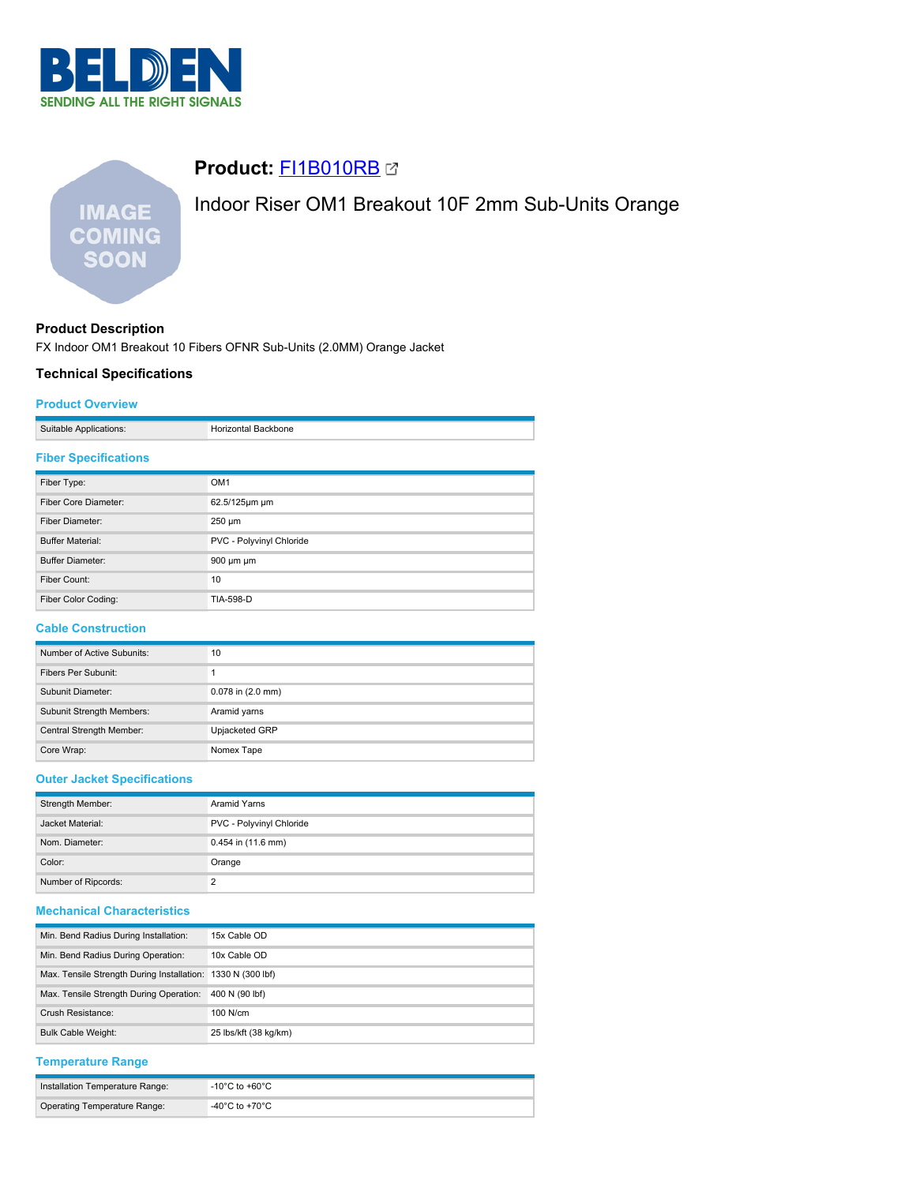# Product: FI1B010RB

Indoor Riser OM1 Breakout 10F 2mm Sub-Units Orange

## Product Description

FX Indoor OM1 Breakout 10 Fibers OFNR Sub-Units (2.0MM) Orange Jacket

## Technical Specifications

### Product Overview

| | |
|---|---|
| Suitable Applications: | Horizontal Backbone |

### Fiber Specifications

| | |
|---|---|
| Fiber Type: | OM1 |
| Fiber Core Diameter: | 62.5/125μm μm |
| Fiber Diameter: | 250 μm |
| Buffer Material: | PVC - Polyvinyl Chloride |
| Buffer Diameter: | 900 μm μm |
| Fiber Count: | 10 |
| Fiber Color Coding: | TIA-598-D |

### Cable Construction

| | |
|---|---|
| Number of Active Subunits: | 10 |
| Fibers Per Subunit: | 1 |
| Subunit Diameter: | 0.078 in (2.0 mm) |
| Subunit Strength Members: | Aramid yarns |
| Central Strength Member: | Upjacketed GRP |
| Core Wrap: | Nomex Tape |

### Outer Jacket Specifications

| | |
|---|---|
| Strength Member: | Aramid Yarns |
| Jacket Material: | PVC - Polyvinyl Chloride |
| Nom. Diameter: | 0.454 in (11.6 mm) |
| Color: | Orange |
| Number of Ripcords: | 2 |

### Mechanical Characteristics

| | |
|---|---|
| Min. Bend Radius During Installation: | 15x Cable OD |
| Min. Bend Radius During Operation: | 10x Cable OD |
| Max. Tensile Strength During Installation: | 1330 N (300 lbf) |
| Max. Tensile Strength During Operation: | 400 N (90 lbf) |
| Crush Resistance: | 100 N/cm |
| Bulk Cable Weight: | 25 lbs/kft (38 kg/km) |

### Temperature Range

| | |
|---|---|
| Installation Temperature Range: | -10°C to +60°C |
| Operating Temperature Range: | -40°C to +70°C |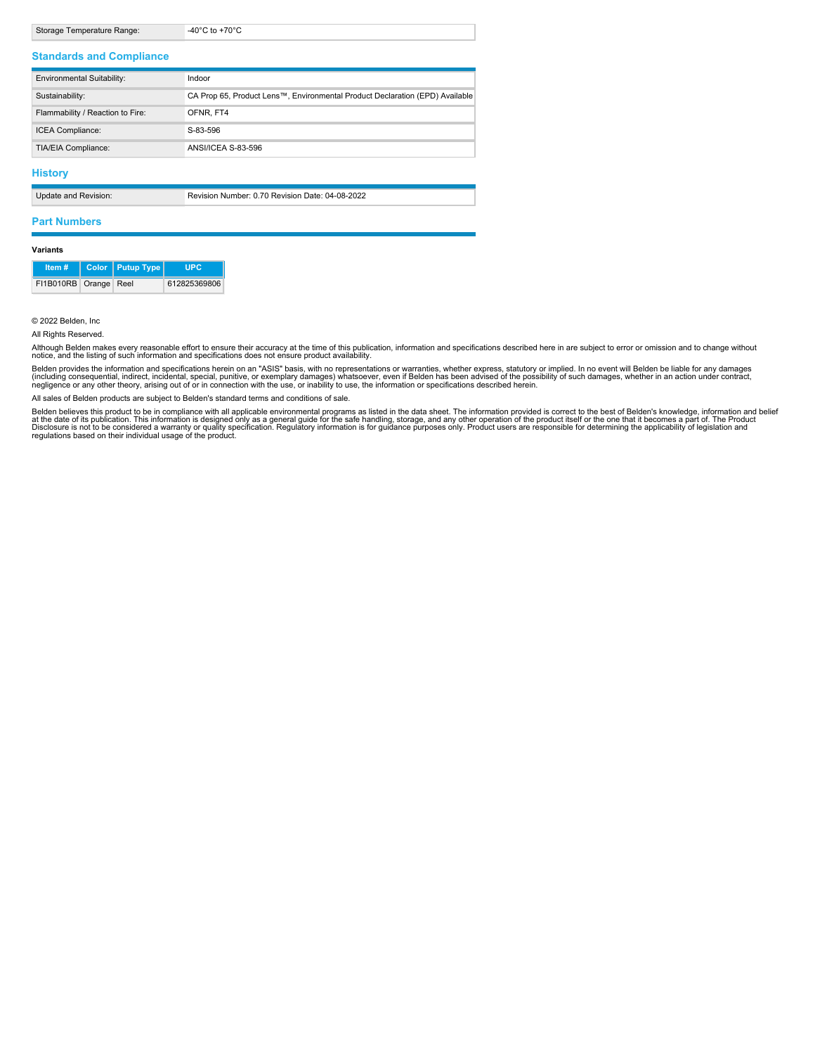| | |
|---|---|
| Storage Temperature Range: | -40°C to +70°C |

## Standards and Compliance

| | |
|---|---|
| Environmental Suitability: | Indoor |
| Sustainability: | CA Prop 65, Product Lens™, Environmental Product Declaration (EPD) Available |
| Flammability / Reaction to Fire: | OFNR, FT4 |
| ICEA Compliance: | S-83-596 |
| TIA/EIA Compliance: | ANSI/ICEA S-83-596 |

## History

| | |
|---|---|
| Update and Revision: | Revision Number: 0.70 Revision Date: 04-08-2022 |

## Part Numbers

**Variants**

| Item # | Color | Putup Type | UPC |
|---|---|---|---|
| FI1B010RB | Orange | Reel | 612825369806 |

© 2022 Belden, Inc

All Rights Reserved.

Although Belden makes every reasonable effort to ensure their accuracy at the time of this publication, information and specifications described here in are subject to error or omission and to change without notice, and the listing of such information and specifications does not ensure product availability.

Belden provides the information and specifications herein on an "ASIS" basis, with no representations or warranties, whether express, statutory or implied. In no event will Belden be liable for any damages (including consequential, indirect, incidental, special, punitive, or exemplary damages) whatsoever, even if Belden has been advised of the possibility of such damages, whether in an action under contract, negligence or any other theory, arising out of or in connection with the use, or inability to use, the information or specifications described herein.

All sales of Belden products are subject to Belden's standard terms and conditions of sale.

Belden believes this product to be in compliance with all applicable environmental programs as listed in the data sheet. The information provided is correct to the best of Belden's knowledge, information and belief at the date of its publication. This information is designed only as a general guide for the safe handling, storage, and any other operation of the product itself or the one that it becomes a part of. The Product Disclosure is not to be considered a warranty or quality specification. Regulatory information is for guidance purposes only. Product users are responsible for determining the applicability of legislation and regulations based on their individual usage of the product.